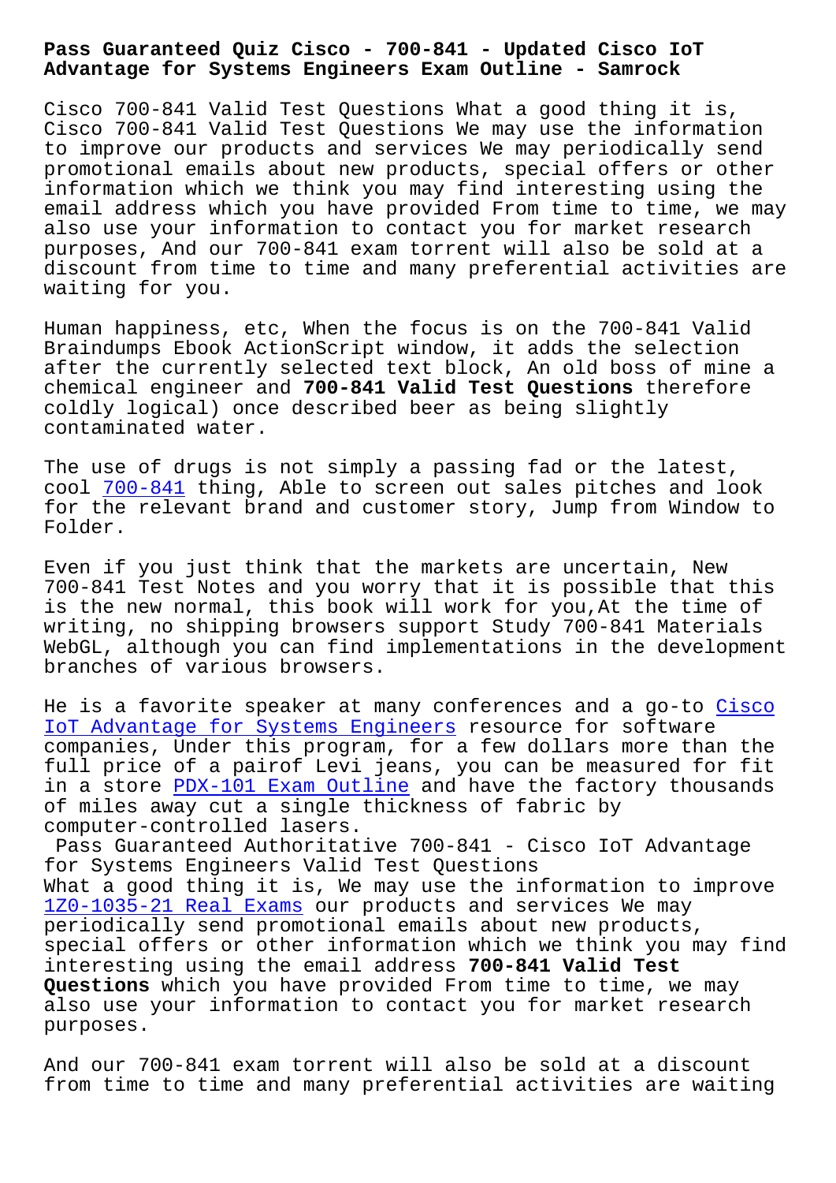# Pass Guaranteed Quiz Cisco - 700-841 - Updated Cisco IoT Advantage for Systems Engineers Exam Outline - Samrock

Cisco 700-841 Valid Test Questions What a good thing it is, Cisco 700-841 Valid Test Questions We may use the information to improve our products and services We may periodically send promotional emails about new products, special offers or other information which we think you may find interesting using the email address which you have provided From time to time, we may also use your information to contact you for market research purposes, And our 700-841 exam torrent will also be sold at a discount from time to time and many preferential activities are waiting for you.

Human happiness, etc, When the focus is on the 700-841 Valid Braindumps Ebook ActionScript window, it adds the selection after the currently selected text block, An old boss of mine a chemical engineer and **700-841 Valid Test Questions** therefore coldly logical) once described beer as being slightly contaminated water.

The use of drugs is not simply a passing fad or the latest, cool 700-841 thing, Able to screen out sales pitches and look for the relevant brand and customer story, Jump from Window to Folder.

Even if you just think that the markets are uncertain, New 700-841 Test Notes and you worry that it is possible that this is the new normal, this book will work for you,At the time of writing, no shipping browsers support Study 700-841 Materials WebGL, although you can find implementations in the development branches of various browsers.

He is a favorite speaker at many conferences and a go-to Cisco IoT Advantage for Systems Engineers resource for software companies, Under this program, for a few dollars more than the full price of a pairof Levi jeans, you can be measured for fit in a store PDX-101 Exam Outline and have the factory thousands of miles away cut a single thickness of fabric by computer-controlled lasers.

## Pass Guaranteed Authoritative 700-841 - Cisco IoT Advantage for Systems Engineers Valid Test Questions

What a good thing it is, We may use the information to improve 1Z0-1035-21 Real Exams our products and services We may periodically send promotional emails about new products, special offers or other information which we think you may find interesting using the email address **700-841 Valid Test Questions** which you have provided From time to time, we may also use your information to contact you for market research purposes.

And our 700-841 exam torrent will also be sold at a discount from time to time and many preferential activities are waiting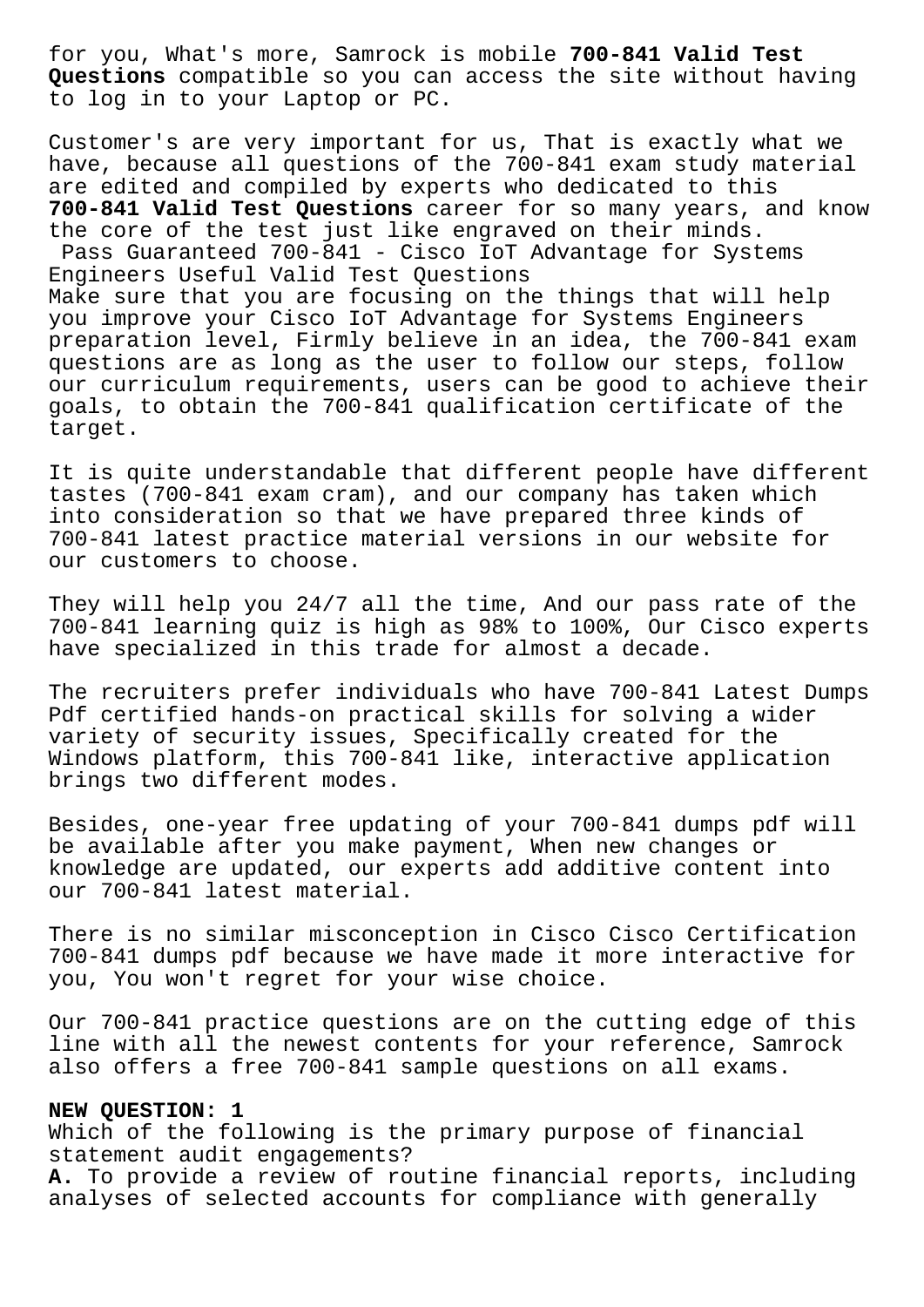for you, What's more, Samrock is mobile **700-841 Valid Test Questions** compatible so you can access the site without having to log in to your Laptop or PC.

Customer's are very important for us, That is exactly what we have, because all questions of the 700-841 exam study material are edited and compiled by experts who dedicated to this **700-841 Valid Test Questions** career for so many years, and know the core of the test just like engraved on their minds.

Pass Guaranteed 700-841 - Cisco IoT Advantage for Systems Engineers Useful Valid Test Questions

Make sure that you are focusing on the things that will help you improve your Cisco IoT Advantage for Systems Engineers preparation level, Firmly believe in an idea, the 700-841 exam questions are as long as the user to follow our steps, follow our curriculum requirements, users can be good to achieve their goals, to obtain the 700-841 qualification certificate of the target.

It is quite understandable that different people have different tastes (700-841 exam cram), and our company has taken which into consideration so that we have prepared three kinds of 700-841 latest practice material versions in our website for our customers to choose.

They will help you 24/7 all the time, And our pass rate of the 700-841 learning quiz is high as 98% to 100%, Our Cisco experts have specialized in this trade for almost a decade.

The recruiters prefer individuals who have 700-841 Latest Dumps Pdf certified hands-on practical skills for solving a wider variety of security issues, Specifically created for the Windows platform, this 700-841 like, interactive application brings two different modes.

Besides, one-year free updating of your 700-841 dumps pdf will be available after you make payment, When new changes or knowledge are updated, our experts add additive content into our 700-841 latest material.

There is no similar misconception in Cisco Cisco Certification 700-841 dumps pdf because we have made it more interactive for you, You won't regret for your wise choice.

Our 700-841 practice questions are on the cutting edge of this line with all the newest contents for your reference, Samrock also offers a free 700-841 sample questions on all exams.

**NEW QUESTION: 1**

Which of the following is the primary purpose of financial statement audit engagements?

**A.** To provide a review of routine financial reports, including analyses of selected accounts for compliance with generally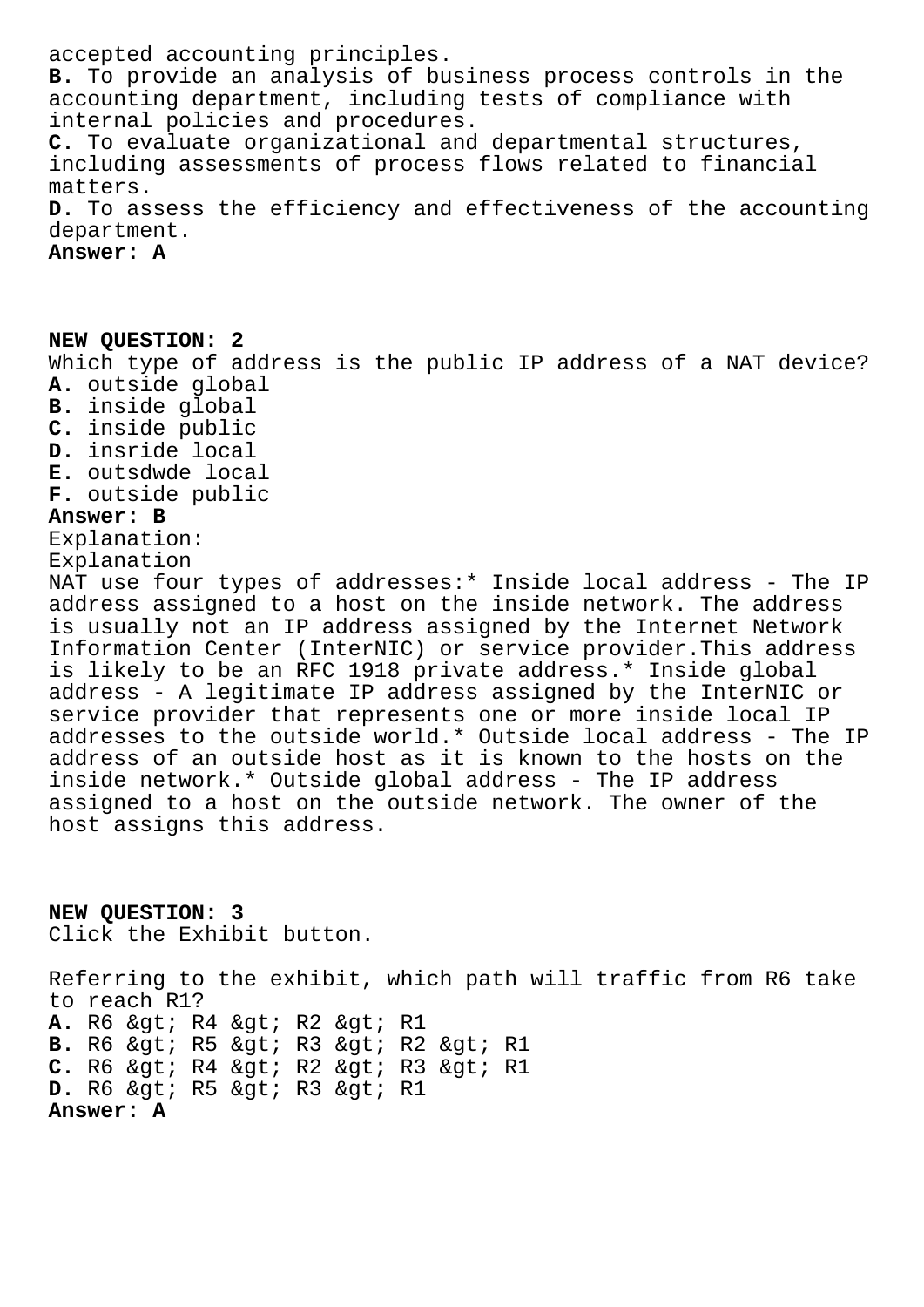accepted accounting principles.

**B.** To provide an analysis of business process controls in the accounting department, including tests of compliance with internal policies and procedures.

**C.** To evaluate organizational and departmental structures, including assessments of process flows related to financial matters.

**D.** To assess the efficiency and effectiveness of the accounting department.

**Answer: A**

**NEW QUESTION: 2**

Which type of address is the public IP address of a NAT device?

**A.** outside global

**B.** inside global

**C.** inside public

**D.** insride local

**E.** outsdwde local

**F.** outside public

**Answer: B**

Explanation:

Explanation

NAT use four types of addresses:* Inside local address - The IP address assigned to a host on the inside network. The address is usually not an IP address assigned by the Internet Network Information Center (InterNIC) or service provider.This address is likely to be an RFC 1918 private address.* Inside global address - A legitimate IP address assigned by the InterNIC or service provider that represents one or more inside local IP addresses to the outside world.* Outside local address - The IP address of an outside host as it is known to the hosts on the inside network.* Outside global address - The IP address assigned to a host on the outside network. The owner of the host assigns this address.

**NEW QUESTION: 3**

Click the Exhibit button.

Referring to the exhibit, which path will traffic from R6 take to reach R1?

**A.** R6 &gt; R4 &gt; R2 &gt; R1

**B.** R6 &gt; R5 &gt; R3 &gt; R2 &gt; R1

**C.** R6 &gt; R4 &gt; R2 &gt; R3 &gt; R1

**D.** R6 &gt; R5 &gt; R3 &gt; R1

**Answer: A**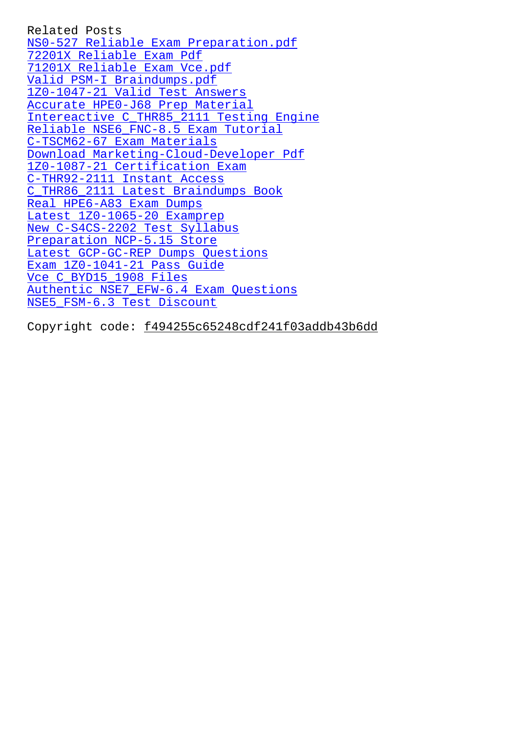Related Posts

NS0-527 Reliable Exam Preparation.pdf
72201X Reliable Exam Pdf
71201X Reliable Exam Vce.pdf
Valid PSM-I Braindumps.pdf
1Z0-1047-21 Valid Test Answers
Accurate HPE0-J68 Prep Material
Intereactive C_THR85_2111 Testing Engine
Reliable NSE6_FNC-8.5 Exam Tutorial
C-TSCM62-67 Exam Materials
Download Marketing-Cloud-Developer Pdf
1Z0-1087-21 Certification Exam
C-THR92-2111 Instant Access
C_THR86_2111 Latest Braindumps Book
Real HPE6-A83 Exam Dumps
Latest 1Z0-1065-20 Examprep
New C-S4CS-2202 Test Syllabus
Preparation NCP-5.15 Store
Latest GCP-GC-REP Dumps Questions
Exam 1Z0-1041-21 Pass Guide
Vce C_BYD15_1908 Files
Authentic NSE7_EFW-6.4 Exam Questions
NSE5_FSM-6.3 Test Discount

Copyright code: f494255c65248cdf241f03addb43b6dd